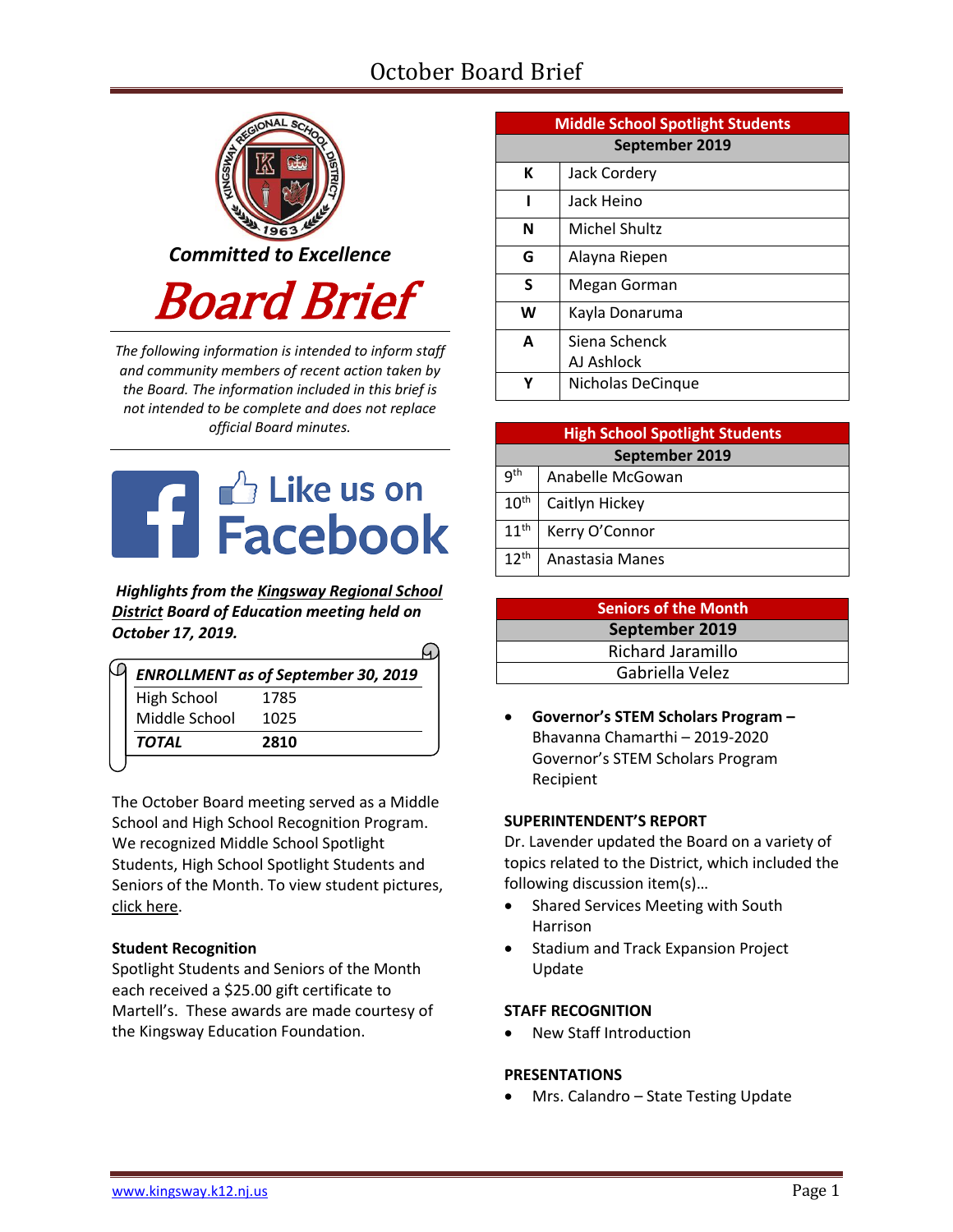# October Board Brief

*Committed to Excellence*

# Board Brief

*The following information is intended to inform staff and community members of recent action taken by the Board. The information included in this brief is not intended to be complete and does not replace official Board minutes.*

Like us on Facebook

***Highlights from the Kingsway Regional School District Board of Education meeting held on October 17, 2019.***

| *ENROLLMENT as of September 30, 2019* | |
|---|---|
| High School | 1785 |
| Middle School | 1025 |
| ***TOTAL*** | **2810** |

The October Board meeting served as a Middle School and High School Recognition Program. We recognized Middle School Spotlight Students, High School Spotlight Students and Seniors of the Month. To view student pictures, click here.

**Student Recognition**
Spotlight Students and Seniors of the Month each received a $25.00 gift certificate to Martell's. These awards are made courtesy of the Kingsway Education Foundation.

| Middle School Spotlight Students | |
|---|---|
| **September 2019** | |
| **K** | Jack Cordery |
| **I** | Jack Heino |
| **N** | Michel Shultz |
| **G** | Alayna Riepen |
| **S** | Megan Gorman |
| **W** | Kayla Donaruma |
| **A** | Siena Schenck<br>AJ Ashlock |
| **Y** | Nicholas DeCinque |

| High School Spotlight Students | |
|---|---|
| **September 2019** | |
| 9th | Anabelle McGowan |
| 10th | Caitlyn Hickey |
| 11th | Kerry O'Connor |
| 12th | Anastasia Manes |

| Seniors of the Month |
|---|
| **September 2019** |
| Richard Jaramillo |
| Gabriella Velez |

- **Governor's STEM Scholars Program –** Bhavanna Chamarthi – 2019-2020 Governor's STEM Scholars Program Recipient

**SUPERINTENDENT'S REPORT**
Dr. Lavender updated the Board on a variety of topics related to the District, which included the following discussion item(s)…

- Shared Services Meeting with South Harrison
- Stadium and Track Expansion Project Update

**STAFF RECOGNITION**

- New Staff Introduction

**PRESENTATIONS**

- Mrs. Calandro – State Testing Update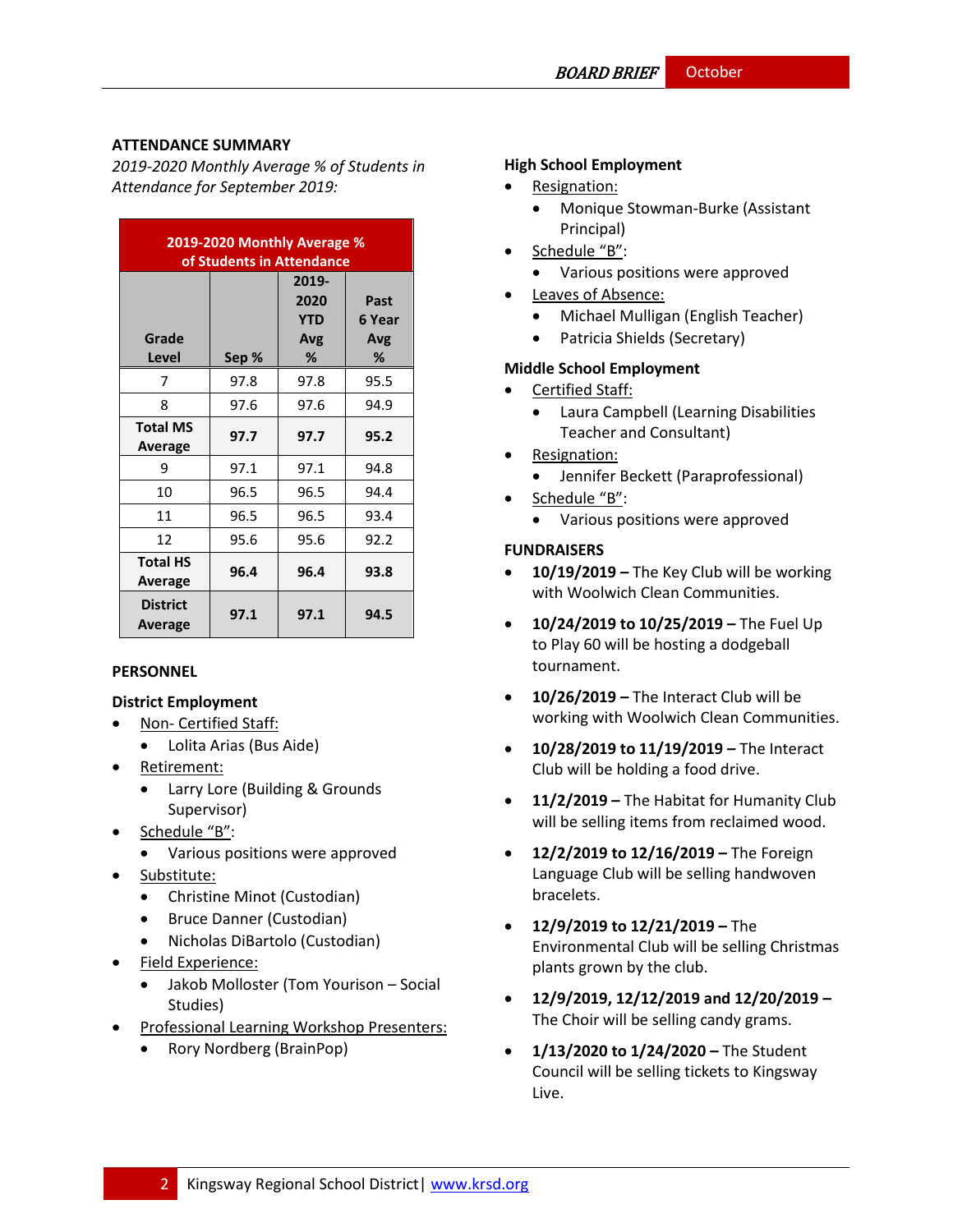## ATTENDANCE SUMMARY

*2019-2020 Monthly Average % of Students in Attendance for September 2019:*

| 2019-2020 Monthly Average % of Students in Attendance | | | |
|---|---|---|---|
| Grade Level | Sep % | 2019-2020 YTD Avg % | Past 6 Year Avg % |
| 7 | 97.8 | 97.8 | 95.5 |
| 8 | 97.6 | 97.6 | 94.9 |
| **Total MS Average** | **97.7** | **97.7** | **95.2** |
| 9 | 97.1 | 97.1 | 94.8 |
| 10 | 96.5 | 96.5 | 94.4 |
| 11 | 96.5 | 96.5 | 93.4 |
| 12 | 95.6 | 95.6 | 92.2 |
| **Total HS Average** | **96.4** | **96.4** | **93.8** |
| **District Average** | **97.1** | **97.1** | **94.5** |

## PERSONNEL

### District Employment

- Non- Certified Staff:
  - Lolita Arias (Bus Aide)
- Retirement:
  - Larry Lore (Building & Grounds Supervisor)
- Schedule "B":
  - Various positions were approved
- Substitute:
  - Christine Minot (Custodian)
  - Bruce Danner (Custodian)
  - Nicholas DiBartolo (Custodian)
- Field Experience:
  - Jakob Molloster (Tom Yourison – Social Studies)
- Professional Learning Workshop Presenters:
  - Rory Nordberg (BrainPop)

### High School Employment

- Resignation:
  - Monique Stowman-Burke (Assistant Principal)
- Schedule "B":
  - Various positions were approved
- Leaves of Absence:
  - Michael Mulligan (English Teacher)
  - Patricia Shields (Secretary)

### Middle School Employment

- Certified Staff:
  - Laura Campbell (Learning Disabilities Teacher and Consultant)
- Resignation:
  - Jennifer Beckett (Paraprofessional)
- Schedule "B":
  - Various positions were approved

## FUNDRAISERS

- **10/19/2019 –** The Key Club will be working with Woolwich Clean Communities.
- **10/24/2019 to 10/25/2019 –** The Fuel Up to Play 60 will be hosting a dodgeball tournament.
- **10/26/2019 –** The Interact Club will be working with Woolwich Clean Communities.
- **10/28/2019 to 11/19/2019 –** The Interact Club will be holding a food drive.
- **11/2/2019 –** The Habitat for Humanity Club will be selling items from reclaimed wood.
- **12/2/2019 to 12/16/2019 –** The Foreign Language Club will be selling handwoven bracelets.
- **12/9/2019 to 12/21/2019 –** The Environmental Club will be selling Christmas plants grown by the club.
- **12/9/2019, 12/12/2019 and 12/20/2019 –** The Choir will be selling candy grams.
- **1/13/2020 to 1/24/2020 –** The Student Council will be selling tickets to Kingsway Live.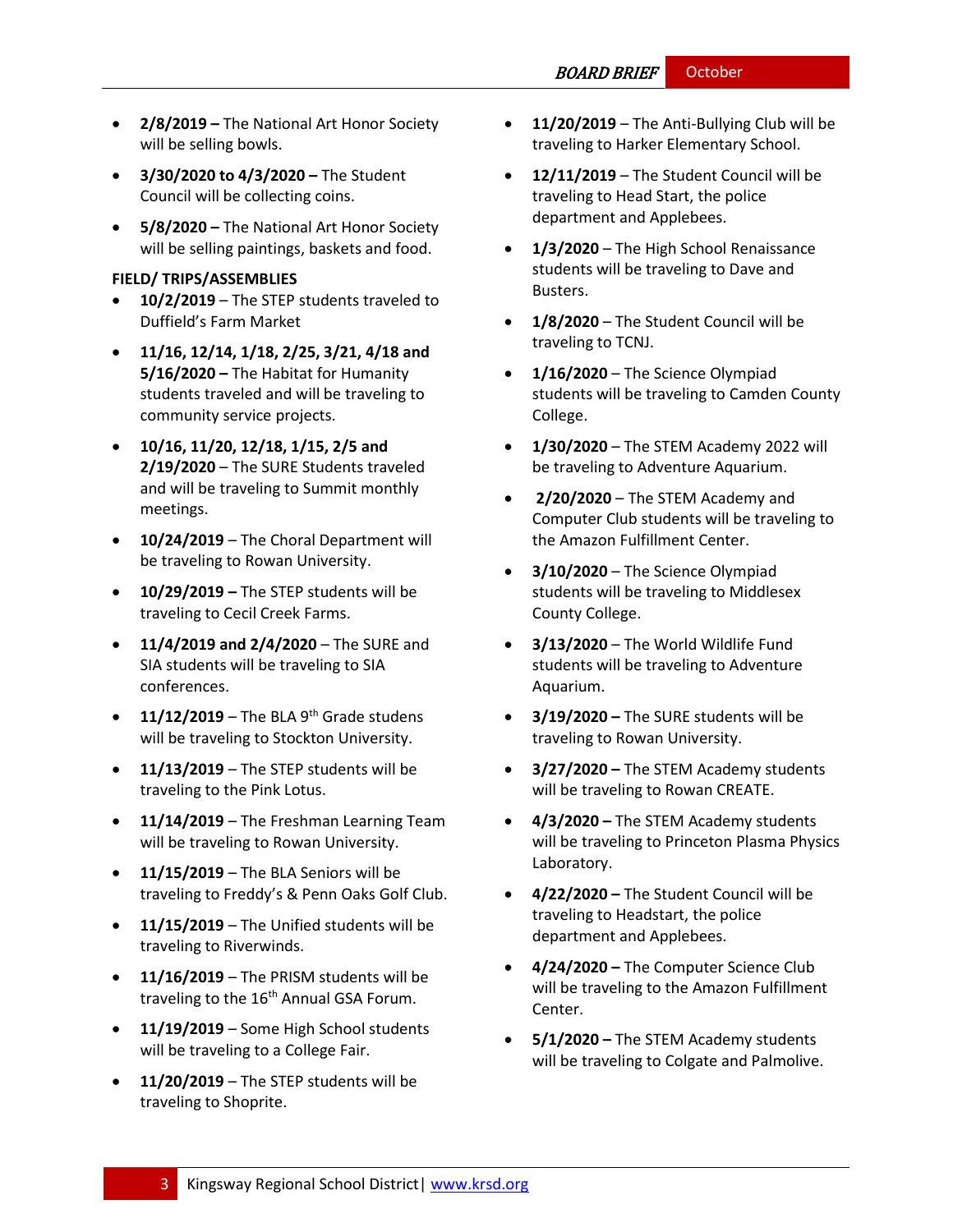- **2/8/2019 –** The National Art Honor Society will be selling bowls.
- **3/30/2020 to 4/3/2020 –** The Student Council will be collecting coins.
- **5/8/2020 –** The National Art Honor Society will be selling paintings, baskets and food.

**FIELD/ TRIPS/ASSEMBLIES**

- **10/2/2019** – The STEP students traveled to Duffield's Farm Market
- **11/16, 12/14, 1/18, 2/25, 3/21, 4/18 and 5/16/2020 –** The Habitat for Humanity students traveled and will be traveling to community service projects.
- **10/16, 11/20, 12/18, 1/15, 2/5 and 2/19/2020** – The SURE Students traveled and will be traveling to Summit monthly meetings.
- **10/24/2019** – The Choral Department will be traveling to Rowan University.
- **10/29/2019 –** The STEP students will be traveling to Cecil Creek Farms.
- **11/4/2019 and 2/4/2020** – The SURE and SIA students will be traveling to SIA conferences.
- **11/12/2019** – The BLA 9th Grade studens will be traveling to Stockton University.
- **11/13/2019** – The STEP students will be traveling to the Pink Lotus.
- **11/14/2019** – The Freshman Learning Team will be traveling to Rowan University.
- **11/15/2019** – The BLA Seniors will be traveling to Freddy's & Penn Oaks Golf Club.
- **11/15/2019** – The Unified students will be traveling to Riverwinds.
- **11/16/2019** – The PRISM students will be traveling to the 16th Annual GSA Forum.
- **11/19/2019** – Some High School students will be traveling to a College Fair.
- **11/20/2019** – The STEP students will be traveling to Shoprite.
- **11/20/2019** – The Anti-Bullying Club will be traveling to Harker Elementary School.
- **12/11/2019** – The Student Council will be traveling to Head Start, the police department and Applebees.
- **1/3/2020** – The High School Renaissance students will be traveling to Dave and Busters.
- **1/8/2020** – The Student Council will be traveling to TCNJ.
- **1/16/2020** – The Science Olympiad students will be traveling to Camden County College.
- **1/30/2020** – The STEM Academy 2022 will be traveling to Adventure Aquarium.
- **2/20/2020** – The STEM Academy and Computer Club students will be traveling to the Amazon Fulfillment Center.
- **3/10/2020** – The Science Olympiad students will be traveling to Middlesex County College.
- **3/13/2020** – The World Wildlife Fund students will be traveling to Adventure Aquarium.
- **3/19/2020 –** The SURE students will be traveling to Rowan University.
- **3/27/2020 –** The STEM Academy students will be traveling to Rowan CREATE.
- **4/3/2020 –** The STEM Academy students will be traveling to Princeton Plasma Physics Laboratory.
- **4/22/2020 –** The Student Council will be traveling to Headstart, the police department and Applebees.
- **4/24/2020 –** The Computer Science Club will be traveling to the Amazon Fulfillment Center.
- **5/1/2020 –** The STEM Academy students will be traveling to Colgate and Palmolive.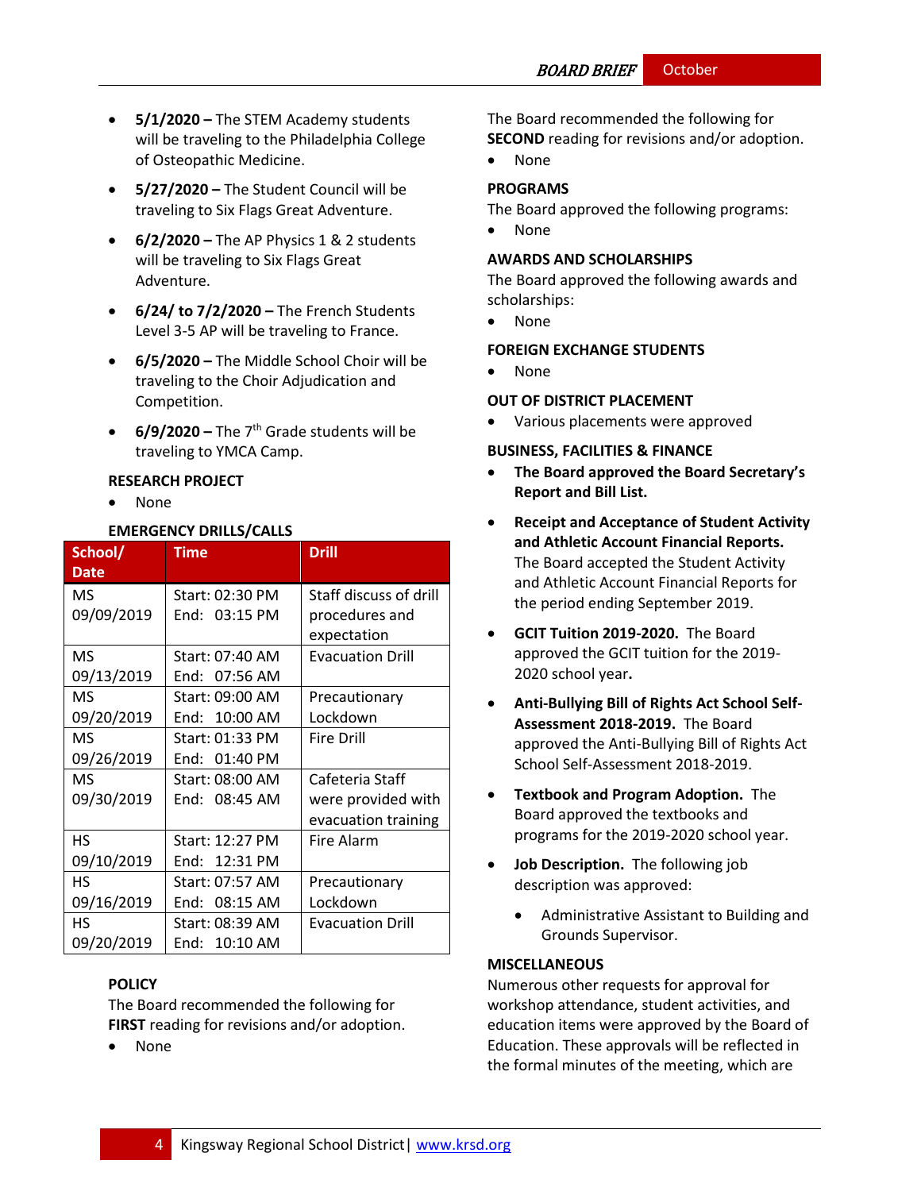- **5/1/2020 –** The STEM Academy students will be traveling to the Philadelphia College of Osteopathic Medicine.
- **5/27/2020 –** The Student Council will be traveling to Six Flags Great Adventure.
- **6/2/2020 –** The AP Physics 1 & 2 students will be traveling to Six Flags Great Adventure.
- **6/24/ to 7/2/2020 –** The French Students Level 3-5 AP will be traveling to France.
- **6/5/2020 –** The Middle School Choir will be traveling to the Choir Adjudication and Competition.
- **6/9/2020 –** The 7th Grade students will be traveling to YMCA Camp.

**RESEARCH PROJECT**

- None

**EMERGENCY DRILLS/CALLS**

| School/ Date | Time | Drill |
|---|---|---|
| MS 09/09/2019 | Start: 02:30 PM End: 03:15 PM | Staff discuss of drill procedures and expectation |
| MS 09/13/2019 | Start: 07:40 AM End: 07:56 AM | Evacuation Drill |
| MS 09/20/2019 | Start: 09:00 AM End: 10:00 AM | Precautionary Lockdown |
| MS 09/26/2019 | Start: 01:33 PM End: 01:40 PM | Fire Drill |
| MS 09/30/2019 | Start: 08:00 AM End: 08:45 AM | Cafeteria Staff were provided with evacuation training |
| HS 09/10/2019 | Start: 12:27 PM End: 12:31 PM | Fire Alarm |
| HS 09/16/2019 | Start: 07:57 AM End: 08:15 AM | Precautionary Lockdown |
| HS 09/20/2019 | Start: 08:39 AM End: 10:10 AM | Evacuation Drill |

**POLICY**

The Board recommended the following for **FIRST** reading for revisions and/or adoption.

- None

The Board recommended the following for **SECOND** reading for revisions and/or adoption.

- None

**PROGRAMS**

The Board approved the following programs:

- None

**AWARDS AND SCHOLARSHIPS**

The Board approved the following awards and scholarships:

- None

**FOREIGN EXCHANGE STUDENTS**

- None

**OUT OF DISTRICT PLACEMENT**

- Various placements were approved

**BUSINESS, FACILITIES & FINANCE**

- **The Board approved the Board Secretary's Report and Bill List.**
- **Receipt and Acceptance of Student Activity and Athletic Account Financial Reports.** The Board accepted the Student Activity and Athletic Account Financial Reports for the period ending September 2019.
- **GCIT Tuition 2019-2020.** The Board approved the GCIT tuition for the 2019-2020 school year**.**
- **Anti-Bullying Bill of Rights Act School Self-Assessment 2018-2019.** The Board approved the Anti-Bullying Bill of Rights Act School Self-Assessment 2018-2019.
- **Textbook and Program Adoption.** The Board approved the textbooks and programs for the 2019-2020 school year.
- **Job Description.** The following job description was approved:
  - Administrative Assistant to Building and Grounds Supervisor.

**MISCELLANEOUS**

Numerous other requests for approval for workshop attendance, student activities, and education items were approved by the Board of Education. These approvals will be reflected in the formal minutes of the meeting, which are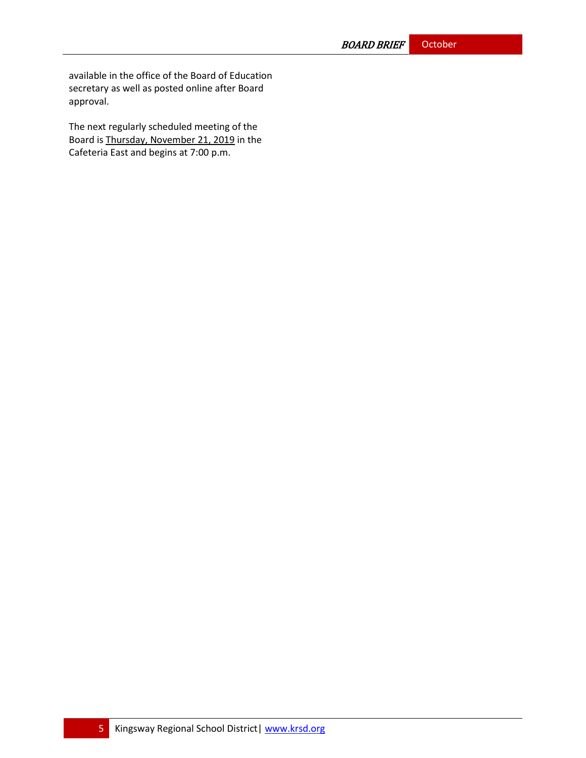available in the office of the Board of Education secretary as well as posted online after Board approval.

The next regularly scheduled meeting of the Board is Thursday, November 21, 2019 in the Cafeteria East and begins at 7:00 p.m.